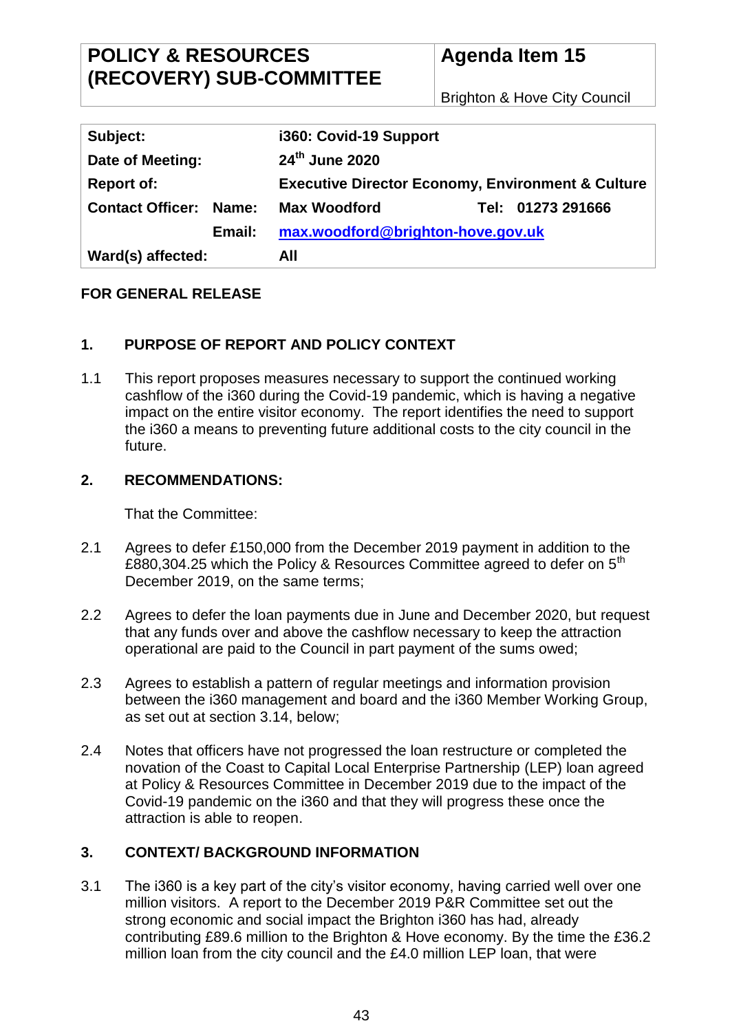| POLICY & RESOURCES (RECOVERY) SUB-COMMITTEE | Agenda Item 15 |
|---|---|
| | Brighton & Hove City Council |

| Subject: | | i360: Covid-19 Support | |
|---|---|---|---|
| Date of Meeting: | | 24th June 2020 | |
| Report of: | | Executive Director Economy, Environment & Culture | |
| Contact Officer: | Name: | Max Woodford | Tel: 01273 291666 |
| | Email: | max.woodford@brighton-hove.gov.uk | |
| Ward(s) affected: | | All | |

**FOR GENERAL RELEASE**

## 1. PURPOSE OF REPORT AND POLICY CONTEXT

1.1 This report proposes measures necessary to support the continued working cashflow of the i360 during the Covid-19 pandemic, which is having a negative impact on the entire visitor economy. The report identifies the need to support the i360 a means to preventing future additional costs to the city council in the future.

## 2. RECOMMENDATIONS:

That the Committee:

2.1 Agrees to defer £150,000 from the December 2019 payment in addition to the £880,304.25 which the Policy & Resources Committee agreed to defer on 5th December 2019, on the same terms;

2.2 Agrees to defer the loan payments due in June and December 2020, but request that any funds over and above the cashflow necessary to keep the attraction operational are paid to the Council in part payment of the sums owed;

2.3 Agrees to establish a pattern of regular meetings and information provision between the i360 management and board and the i360 Member Working Group, as set out at section 3.14, below;

2.4 Notes that officers have not progressed the loan restructure or completed the novation of the Coast to Capital Local Enterprise Partnership (LEP) loan agreed at Policy & Resources Committee in December 2019 due to the impact of the Covid-19 pandemic on the i360 and that they will progress these once the attraction is able to reopen.

## 3. CONTEXT/ BACKGROUND INFORMATION

3.1 The i360 is a key part of the city's visitor economy, having carried well over one million visitors. A report to the December 2019 P&R Committee set out the strong economic and social impact the Brighton i360 has had, already contributing £89.6 million to the Brighton & Hove economy. By the time the £36.2 million loan from the city council and the £4.0 million LEP loan, that were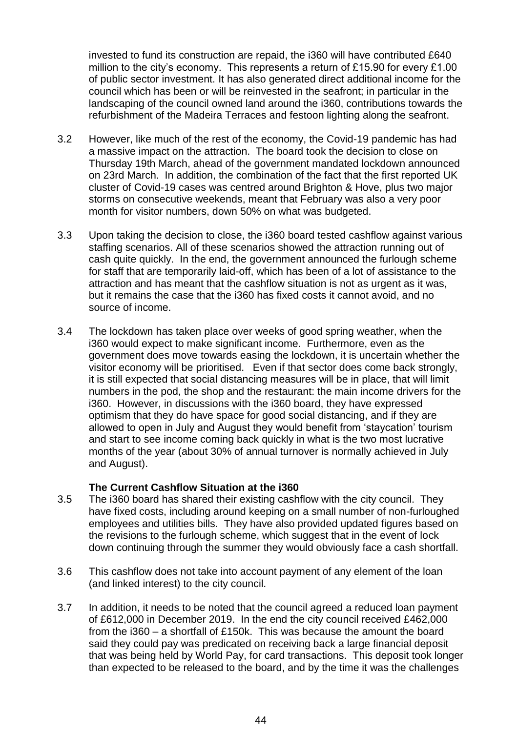invested to fund its construction are repaid, the i360 will have contributed £640 million to the city's economy. This represents a return of £15.90 for every £1.00 of public sector investment. It has also generated direct additional income for the council which has been or will be reinvested in the seafront; in particular in the landscaping of the council owned land around the i360, contributions towards the refurbishment of the Madeira Terraces and festoon lighting along the seafront.

3.2 However, like much of the rest of the economy, the Covid-19 pandemic has had a massive impact on the attraction. The board took the decision to close on Thursday 19th March, ahead of the government mandated lockdown announced on 23rd March. In addition, the combination of the fact that the first reported UK cluster of Covid-19 cases was centred around Brighton & Hove, plus two major storms on consecutive weekends, meant that February was also a very poor month for visitor numbers, down 50% on what was budgeted.

3.3 Upon taking the decision to close, the i360 board tested cashflow against various staffing scenarios. All of these scenarios showed the attraction running out of cash quite quickly. In the end, the government announced the furlough scheme for staff that are temporarily laid-off, which has been of a lot of assistance to the attraction and has meant that the cashflow situation is not as urgent as it was, but it remains the case that the i360 has fixed costs it cannot avoid, and no source of income.

3.4 The lockdown has taken place over weeks of good spring weather, when the i360 would expect to make significant income. Furthermore, even as the government does move towards easing the lockdown, it is uncertain whether the visitor economy will be prioritised. Even if that sector does come back strongly, it is still expected that social distancing measures will be in place, that will limit numbers in the pod, the shop and the restaurant: the main income drivers for the i360. However, in discussions with the i360 board, they have expressed optimism that they do have space for good social distancing, and if they are allowed to open in July and August they would benefit from 'staycation' tourism and start to see income coming back quickly in what is the two most lucrative months of the year (about 30% of annual turnover is normally achieved in July and August).

**The Current Cashflow Situation at the i360**

3.5 The i360 board has shared their existing cashflow with the city council. They have fixed costs, including around keeping on a small number of non-furloughed employees and utilities bills. They have also provided updated figures based on the revisions to the furlough scheme, which suggest that in the event of lock down continuing through the summer they would obviously face a cash shortfall.

3.6 This cashflow does not take into account payment of any element of the loan (and linked interest) to the city council.

3.7 In addition, it needs to be noted that the council agreed a reduced loan payment of £612,000 in December 2019. In the end the city council received £462,000 from the i360 – a shortfall of £150k. This was because the amount the board said they could pay was predicated on receiving back a large financial deposit that was being held by World Pay, for card transactions. This deposit took longer than expected to be released to the board, and by the time it was the challenges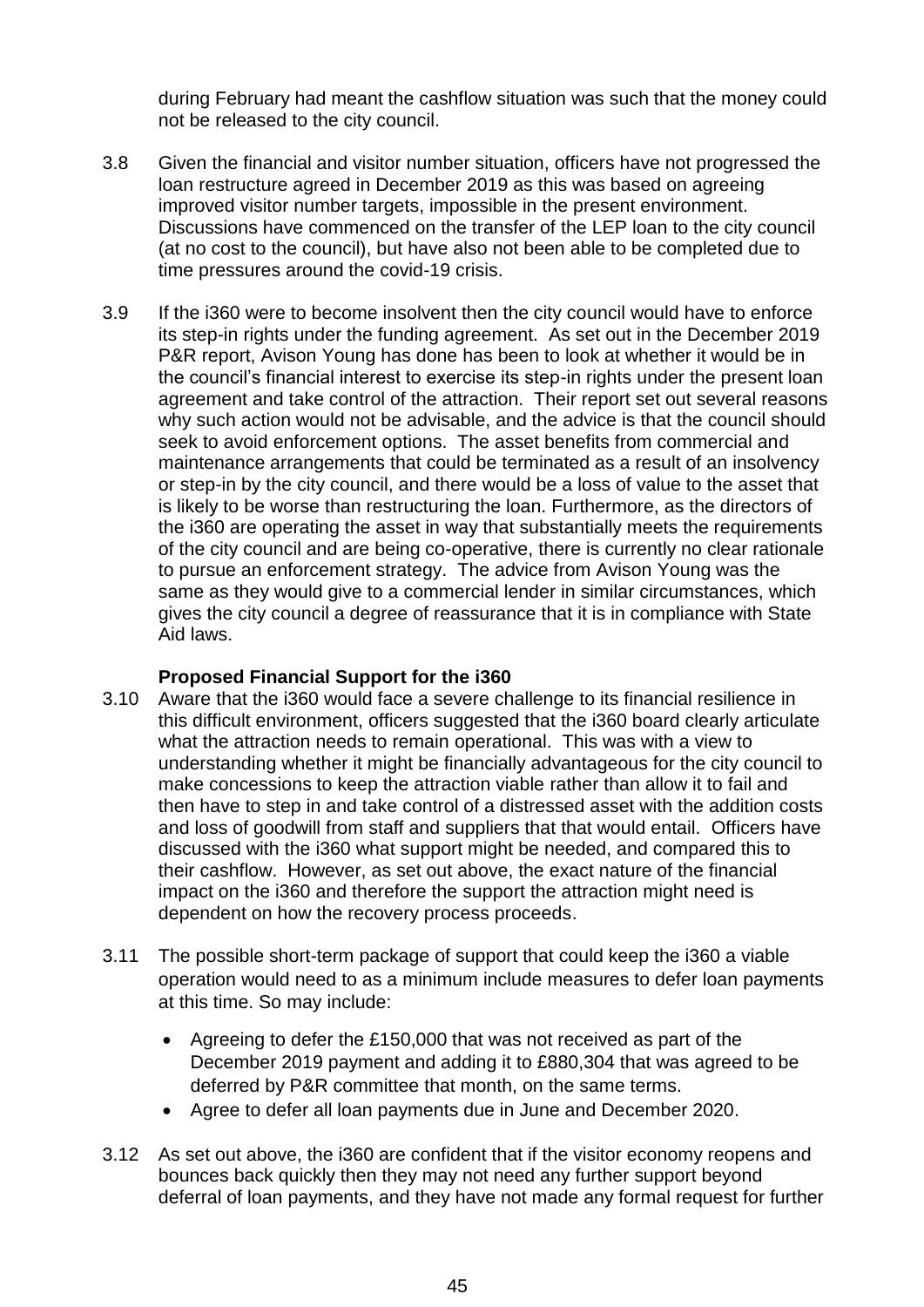during February had meant the cashflow situation was such that the money could not be released to the city council.

3.8 Given the financial and visitor number situation, officers have not progressed the loan restructure agreed in December 2019 as this was based on agreeing improved visitor number targets, impossible in the present environment. Discussions have commenced on the transfer of the LEP loan to the city council (at no cost to the council), but have also not been able to be completed due to time pressures around the covid-19 crisis.

3.9 If the i360 were to become insolvent then the city council would have to enforce its step-in rights under the funding agreement. As set out in the December 2019 P&R report, Avison Young has done has been to look at whether it would be in the council's financial interest to exercise its step-in rights under the present loan agreement and take control of the attraction. Their report set out several reasons why such action would not be advisable, and the advice is that the council should seek to avoid enforcement options. The asset benefits from commercial and maintenance arrangements that could be terminated as a result of an insolvency or step-in by the city council, and there would be a loss of value to the asset that is likely to be worse than restructuring the loan. Furthermore, as the directors of the i360 are operating the asset in way that substantially meets the requirements of the city council and are being co-operative, there is currently no clear rationale to pursue an enforcement strategy. The advice from Avison Young was the same as they would give to a commercial lender in similar circumstances, which gives the city council a degree of reassurance that it is in compliance with State Aid laws.

**Proposed Financial Support for the i360**

3.10 Aware that the i360 would face a severe challenge to its financial resilience in this difficult environment, officers suggested that the i360 board clearly articulate what the attraction needs to remain operational. This was with a view to understanding whether it might be financially advantageous for the city council to make concessions to keep the attraction viable rather than allow it to fail and then have to step in and take control of a distressed asset with the addition costs and loss of goodwill from staff and suppliers that that would entail. Officers have discussed with the i360 what support might be needed, and compared this to their cashflow. However, as set out above, the exact nature of the financial impact on the i360 and therefore the support the attraction might need is dependent on how the recovery process proceeds.

3.11 The possible short-term package of support that could keep the i360 a viable operation would need to as a minimum include measures to defer loan payments at this time. So may include:

- Agreeing to defer the £150,000 that was not received as part of the December 2019 payment and adding it to £880,304 that was agreed to be deferred by P&R committee that month, on the same terms.
- Agree to defer all loan payments due in June and December 2020.

3.12 As set out above, the i360 are confident that if the visitor economy reopens and bounces back quickly then they may not need any further support beyond deferral of loan payments, and they have not made any formal request for further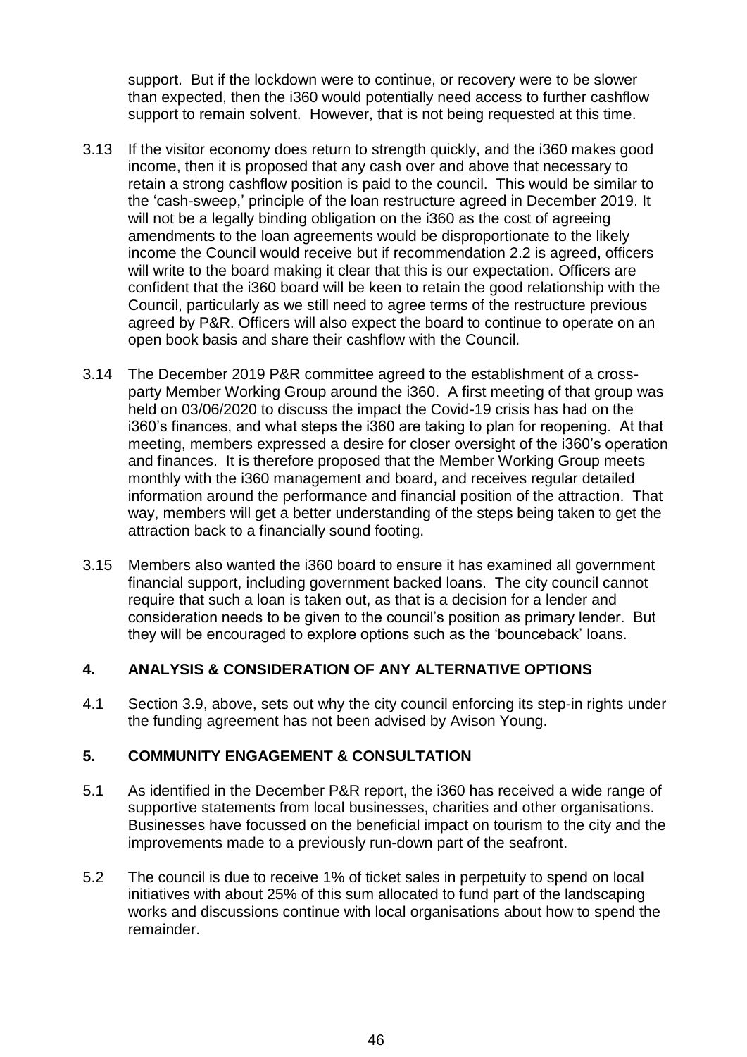support. But if the lockdown were to continue, or recovery were to be slower than expected, then the i360 would potentially need access to further cashflow support to remain solvent. However, that is not being requested at this time.

3.13 If the visitor economy does return to strength quickly, and the i360 makes good income, then it is proposed that any cash over and above that necessary to retain a strong cashflow position is paid to the council. This would be similar to the 'cash-sweep,' principle of the loan restructure agreed in December 2019. It will not be a legally binding obligation on the i360 as the cost of agreeing amendments to the loan agreements would be disproportionate to the likely income the Council would receive but if recommendation 2.2 is agreed, officers will write to the board making it clear that this is our expectation. Officers are confident that the i360 board will be keen to retain the good relationship with the Council, particularly as we still need to agree terms of the restructure previous agreed by P&R. Officers will also expect the board to continue to operate on an open book basis and share their cashflow with the Council.

3.14 The December 2019 P&R committee agreed to the establishment of a cross-party Member Working Group around the i360. A first meeting of that group was held on 03/06/2020 to discuss the impact the Covid-19 crisis has had on the i360's finances, and what steps the i360 are taking to plan for reopening. At that meeting, members expressed a desire for closer oversight of the i360's operation and finances. It is therefore proposed that the Member Working Group meets monthly with the i360 management and board, and receives regular detailed information around the performance and financial position of the attraction. That way, members will get a better understanding of the steps being taken to get the attraction back to a financially sound footing.

3.15 Members also wanted the i360 board to ensure it has examined all government financial support, including government backed loans. The city council cannot require that such a loan is taken out, as that is a decision for a lender and consideration needs to be given to the council's position as primary lender. But they will be encouraged to explore options such as the 'bounceback' loans.

## 4. ANALYSIS & CONSIDERATION OF ANY ALTERNATIVE OPTIONS

4.1 Section 3.9, above, sets out why the city council enforcing its step-in rights under the funding agreement has not been advised by Avison Young.

## 5. COMMUNITY ENGAGEMENT & CONSULTATION

5.1 As identified in the December P&R report, the i360 has received a wide range of supportive statements from local businesses, charities and other organisations. Businesses have focussed on the beneficial impact on tourism to the city and the improvements made to a previously run-down part of the seafront.

5.2 The council is due to receive 1% of ticket sales in perpetuity to spend on local initiatives with about 25% of this sum allocated to fund part of the landscaping works and discussions continue with local organisations about how to spend the remainder.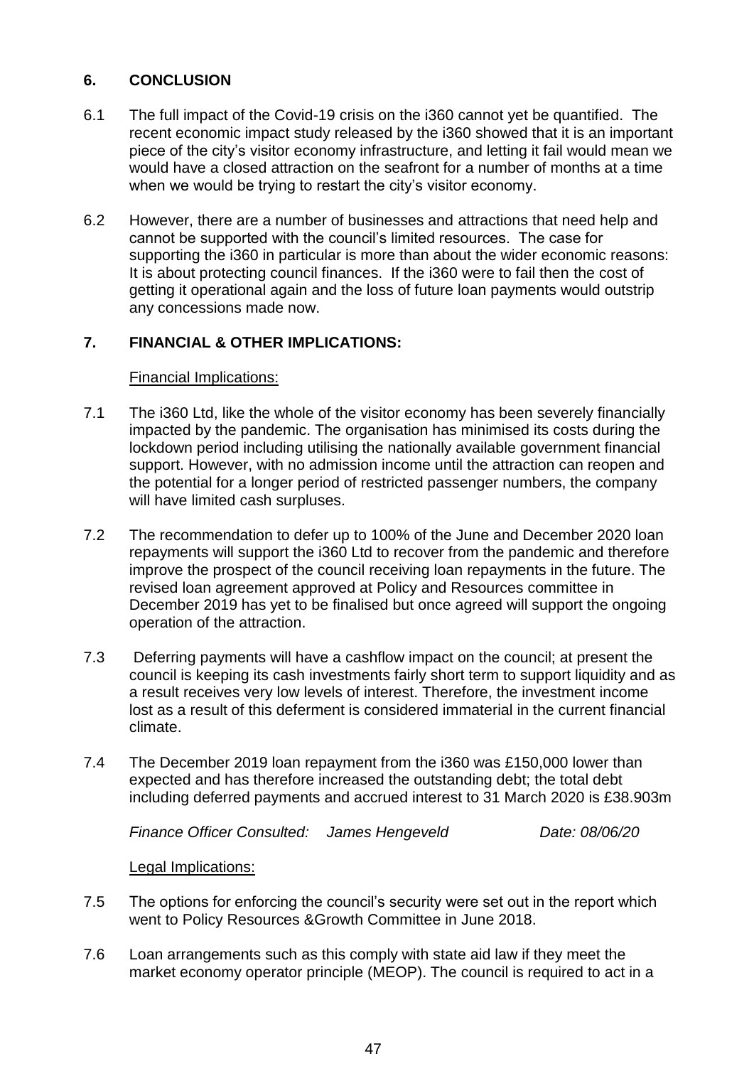## 6. CONCLUSION

6.1 The full impact of the Covid-19 crisis on the i360 cannot yet be quantified. The recent economic impact study released by the i360 showed that it is an important piece of the city's visitor economy infrastructure, and letting it fail would mean we would have a closed attraction on the seafront for a number of months at a time when we would be trying to restart the city's visitor economy.

6.2 However, there are a number of businesses and attractions that need help and cannot be supported with the council's limited resources. The case for supporting the i360 in particular is more than about the wider economic reasons: It is about protecting council finances. If the i360 were to fail then the cost of getting it operational again and the loss of future loan payments would outstrip any concessions made now.

## 7. FINANCIAL & OTHER IMPLICATIONS:

Financial Implications:

7.1 The i360 Ltd, like the whole of the visitor economy has been severely financially impacted by the pandemic. The organisation has minimised its costs during the lockdown period including utilising the nationally available government financial support. However, with no admission income until the attraction can reopen and the potential for a longer period of restricted passenger numbers, the company will have limited cash surpluses.

7.2 The recommendation to defer up to 100% of the June and December 2020 loan repayments will support the i360 Ltd to recover from the pandemic and therefore improve the prospect of the council receiving loan repayments in the future. The revised loan agreement approved at Policy and Resources committee in December 2019 has yet to be finalised but once agreed will support the ongoing operation of the attraction.

7.3 Deferring payments will have a cashflow impact on the council; at present the council is keeping its cash investments fairly short term to support liquidity and as a result receives very low levels of interest. Therefore, the investment income lost as a result of this deferment is considered immaterial in the current financial climate.

7.4 The December 2019 loan repayment from the i360 was £150,000 lower than expected and has therefore increased the outstanding debt; the total debt including deferred payments and accrued interest to 31 March 2020 is £38.903m

*Finance Officer Consulted: James Hengeveld Date: 08/06/20*

Legal Implications:

7.5 The options for enforcing the council's security were set out in the report which went to Policy Resources &Growth Committee in June 2018.

7.6 Loan arrangements such as this comply with state aid law if they meet the market economy operator principle (MEOP). The council is required to act in a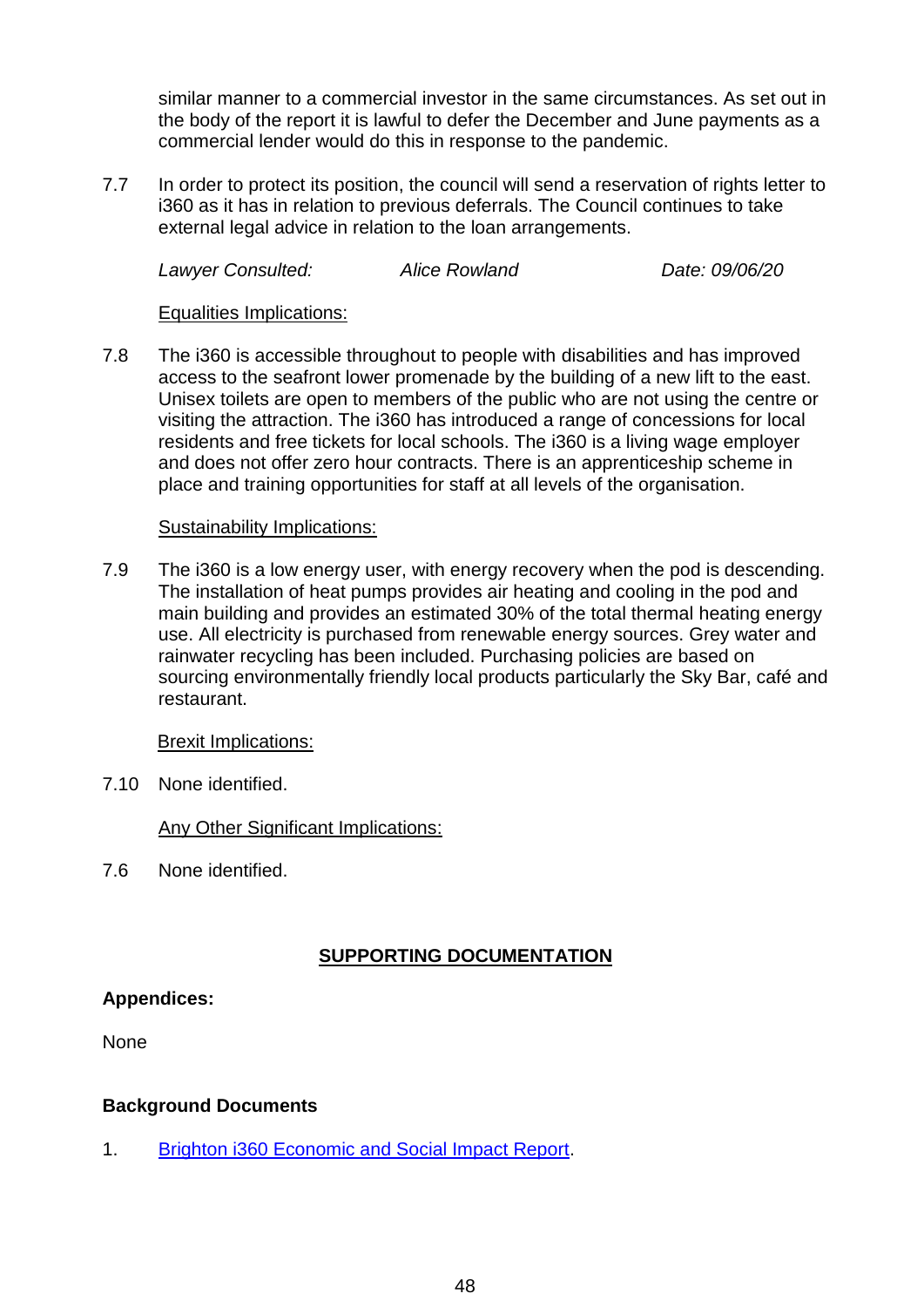similar manner to a commercial investor in the same circumstances. As set out in the body of the report it is lawful to defer the December and June payments as a commercial lender would do this in response to the pandemic.

7.7 In order to protect its position, the council will send a reservation of rights letter to i360 as it has in relation to previous deferrals. The Council continues to take external legal advice in relation to the loan arrangements.

*Lawyer Consulted:* *Alice Rowland* *Date: 09/06/20*

Equalities Implications:

7.8 The i360 is accessible throughout to people with disabilities and has improved access to the seafront lower promenade by the building of a new lift to the east. Unisex toilets are open to members of the public who are not using the centre or visiting the attraction. The i360 has introduced a range of concessions for local residents and free tickets for local schools. The i360 is a living wage employer and does not offer zero hour contracts. There is an apprenticeship scheme in place and training opportunities for staff at all levels of the organisation.

Sustainability Implications:

7.9 The i360 is a low energy user, with energy recovery when the pod is descending. The installation of heat pumps provides air heating and cooling in the pod and main building and provides an estimated 30% of the total thermal heating energy use. All electricity is purchased from renewable energy sources. Grey water and rainwater recycling has been included. Purchasing policies are based on sourcing environmentally friendly local products particularly the Sky Bar, café and restaurant.

Brexit Implications:

7.10 None identified.

Any Other Significant Implications:

7.6 None identified.

## SUPPORTING DOCUMENTATION

**Appendices:**

None

**Background Documents**

1. Brighton i360 Economic and Social Impact Report.